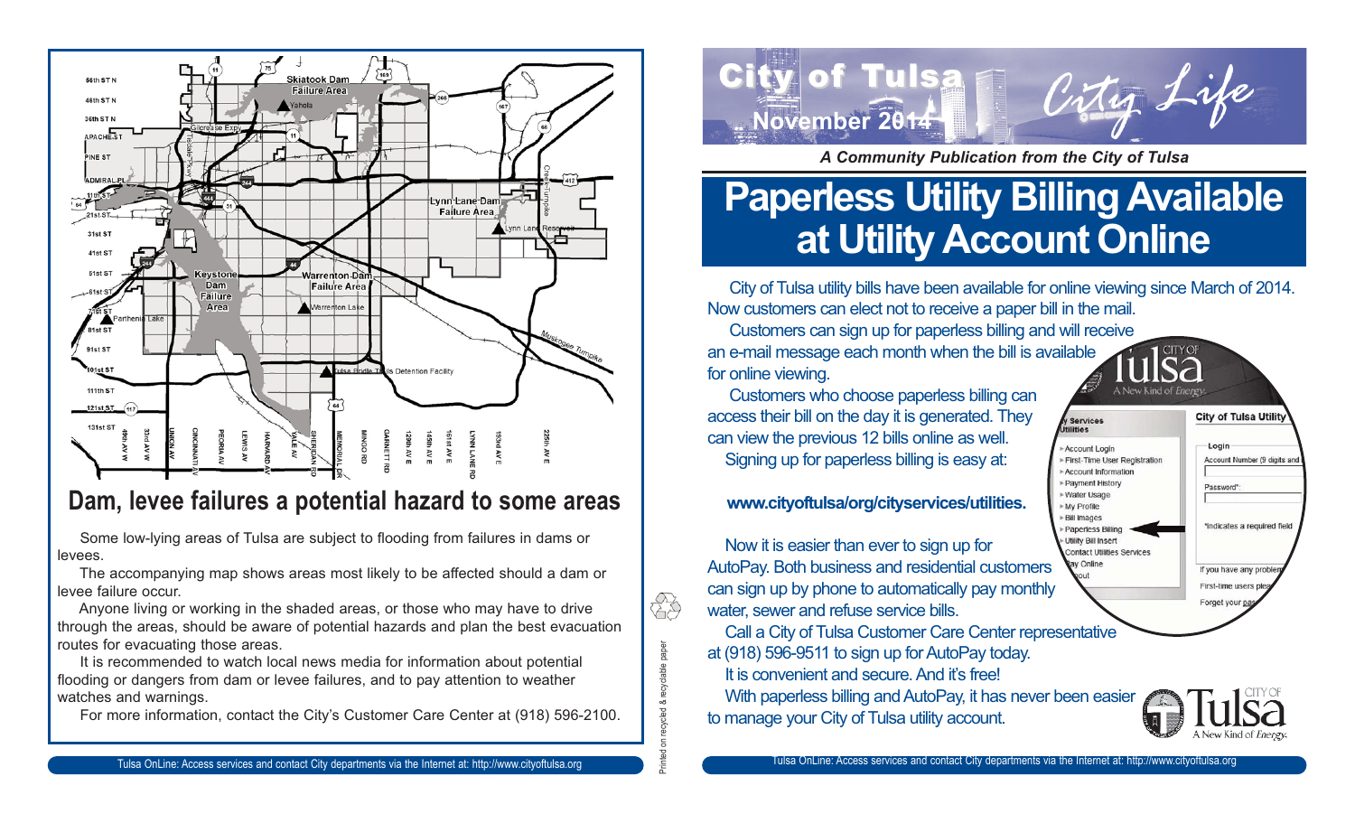## Dam, levee failures a potential hazard to some areas

Some low-lying areas of Tulsa are subject to flooding from failures in dams or levees.

The accompanying map shows areas most likely to be affected should a dam or levee failure occur.

Anyone living or working in the shaded areas, or those who may have to drive through the areas, should be aware of potential hazards and plan the best evacuation routes for evacuating those areas.

It is recommended to watch local news media for information about potential flooding or dangers from dam or levee failures, and to pay attention to weather watches and warnings.

For more information, contact the City's Customer Care Center at (918) 596-2100.

Printed on recycled & recyclable paper

# City of Tulsa City Life

**November 2014**

*A Community Publication from the City of Tulsa*

# Paperless Utility Billing Available at Utility Account Online

City of Tulsa utility bills have been available for online viewing since March of 2014. Now customers can elect not to receive a paper bill in the mail.

Customers can sign up for paperless billing and will receive an e-mail message each month when the bill is available for online viewing.

Customers who choose paperless billing can access their bill on the day it is generated. They can view the previous 12 bills online as well.

Signing up for paperless billing is easy at:

**www.cityoftulsa.org/cityservices/utilities.**

Now it is easier than ever to sign up for AutoPay. Both business and residential customers can sign up by phone to automatically pay monthly water, sewer and refuse service bills.

Call a City of Tulsa Customer Care Center representative at (918) 596-9511 to sign up for AutoPay today.

It is convenient and secure. And it's free!

With paperless billing and AutoPay, it has never been easier to manage your City of Tulsa utility account.

Tulsa OnLine: Access services and contact City departments via the Internet at: http://www.cityoftulsa.org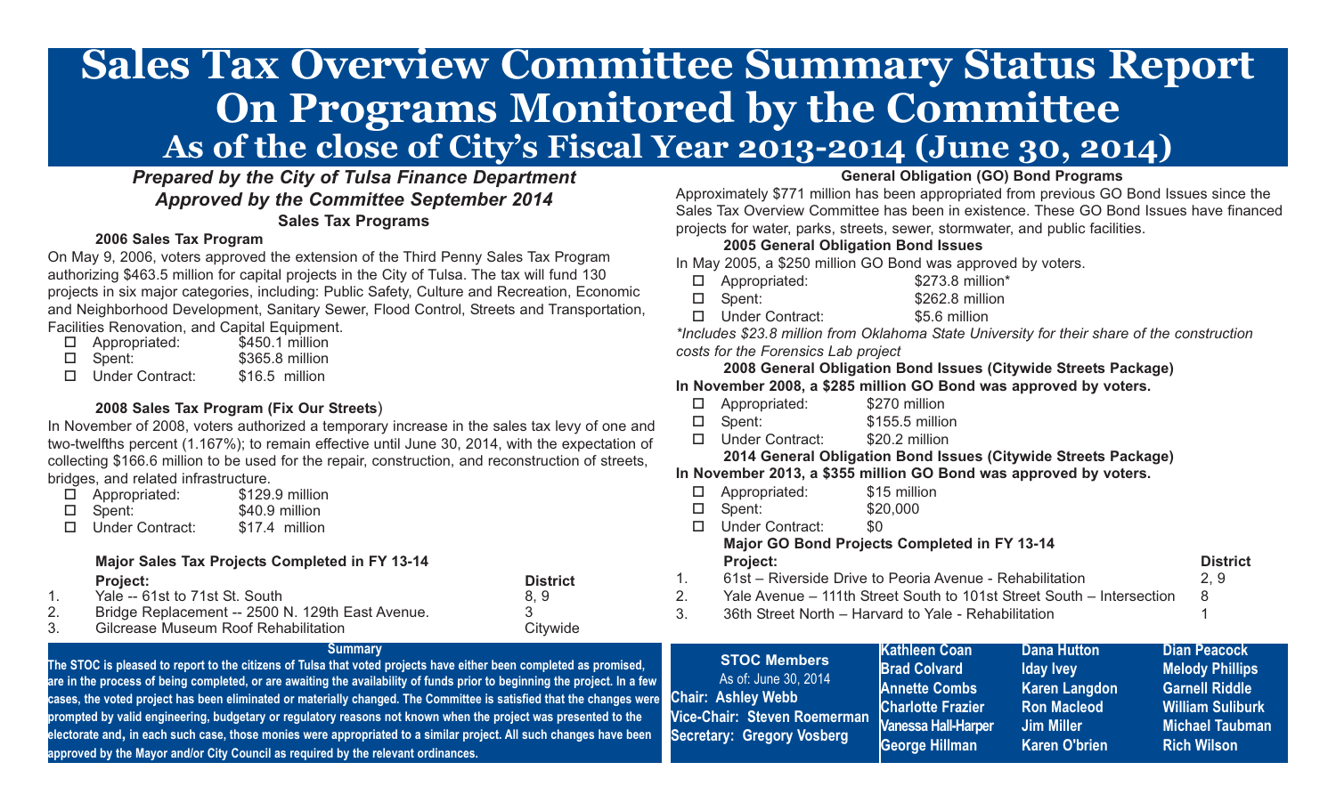# Sales Tax Overview Committee Summary Status Report On Programs Monitored by the Committee

## As of the close of City's Fiscal Year 2013-2014 (June 30, 2014)

***Prepared by the City of Tulsa Finance Department***
***Approved by the Committee September 2014***

## Sales Tax Programs

### 2006 Sales Tax Program

On May 9, 2006, voters approved the extension of the Third Penny Sales Tax Program authorizing $463.5 million for capital projects in the City of Tulsa. The tax will fund 130 projects in six major categories, including: Public Safety, Culture and Recreation, Economic and Neighborhood Development, Sanitary Sewer, Flood Control, Streets and Transportation, Facilities Renovation, and Capital Equipment.

- ☐ Appropriated: $450.1 million
- ☐ Spent: $365.8 million
- ☐ Under Contract: $16.5 million

### 2008 Sales Tax Program (Fix Our Streets)

In November of 2008, voters authorized a temporary increase in the sales tax levy of one and two-twelfths percent (1.167%); to remain effective until June 30, 2014, with the expectation of collecting $166.6 million to be used for the repair, construction, and reconstruction of streets, bridges, and related infrastructure.

- ☐ Appropriated: $129.9 million
- ☐ Spent: $40.9 million
- ☐ Under Contract: $17.4 million

### Major Sales Tax Projects Completed in FY 13-14

| | Project: | District |
|---|---|---|
| 1. | Yale -- 61st to 71st St. South | 8, 9 |
| 2. | Bridge Replacement -- 2500 N. 129th East Avenue. | 3 |
| 3. | Gilcrease Museum Roof Rehabilitation | Citywide |

### Summary

**The STOC is pleased to report to the citizens of Tulsa that voted projects have either been completed as promised, are in the process of being completed, or are awaiting the availability of funds prior to beginning the project. In a few cases, the voted project has been eliminated or materially changed. The Committee is satisfied that the changes were prompted by valid engineering, budgetary or regulatory reasons not known when the project was presented to the electorate and, in each such case, those monies were appropriated to a similar project. All such changes have been approved by the Mayor and/or City Council as required by the relevant ordinances.**

## General Obligation (GO) Bond Programs

Approximately $771 million has been appropriated from previous GO Bond Issues since the Sales Tax Overview Committee has been in existence. These GO Bond Issues have financed projects for water, parks, streets, sewer, stormwater, and public facilities.

### 2005 General Obligation Bond Issues

In May 2005, a $250 million GO Bond was approved by voters.

- ☐ Appropriated: $273.8 million*
- ☐ Spent: $262.8 million
- ☐ Under Contract: $5.6 million

*\*Includes $23.8 million from Oklahoma State University for their share of the construction costs for the Forensics Lab project*

### 2008 General Obligation Bond Issues (Citywide Streets Package)

**In November 2008, a $285 million GO Bond was approved by voters.**

- ☐ Appropriated: $270 million
- ☐ Spent: $155.5 million
- ☐ Under Contract: $20.2 million

### 2014 General Obligation Bond Issues (Citywide Streets Package)

**In November 2013, a $355 million GO Bond was approved by voters.**

- ☐ Appropriated: $15 million
- ☐ Spent: $20,000
- ☐ Under Contract: $0

### Major GO Bond Projects Completed in FY 13-14

| | Project: | District |
|---|---|---|
| 1. | 61st – Riverside Drive to Peoria Avenue - Rehabilitation | 2, 9 |
| 2. | Yale Avenue – 111th Street South to 101st Street South – Intersection | 8 |
| 3. | 36th Street North – Harvard to Yale - Rehabilitation | 1 |

### STOC Members

As of: June 30, 2014

**Chair: Ashley Webb**
**Vice-Chair: Steven Roemerman**
**Secretary: Gregory Vosberg**

| | | |
|---|---|---|
| Kathleen Coan | Dana Hutton | Dian Peacock |
| Brad Colvard | Iday Ivey | Melody Phillips |
| Annette Combs | Karen Langdon | Garnell Riddle |
| Charlotte Frazier | Ron Macleod | William Suliburk |
| Vanessa Hall-Harper | Jim Miller | Michael Taubman |
| George Hillman | Karen O'brien | Rich Wilson |